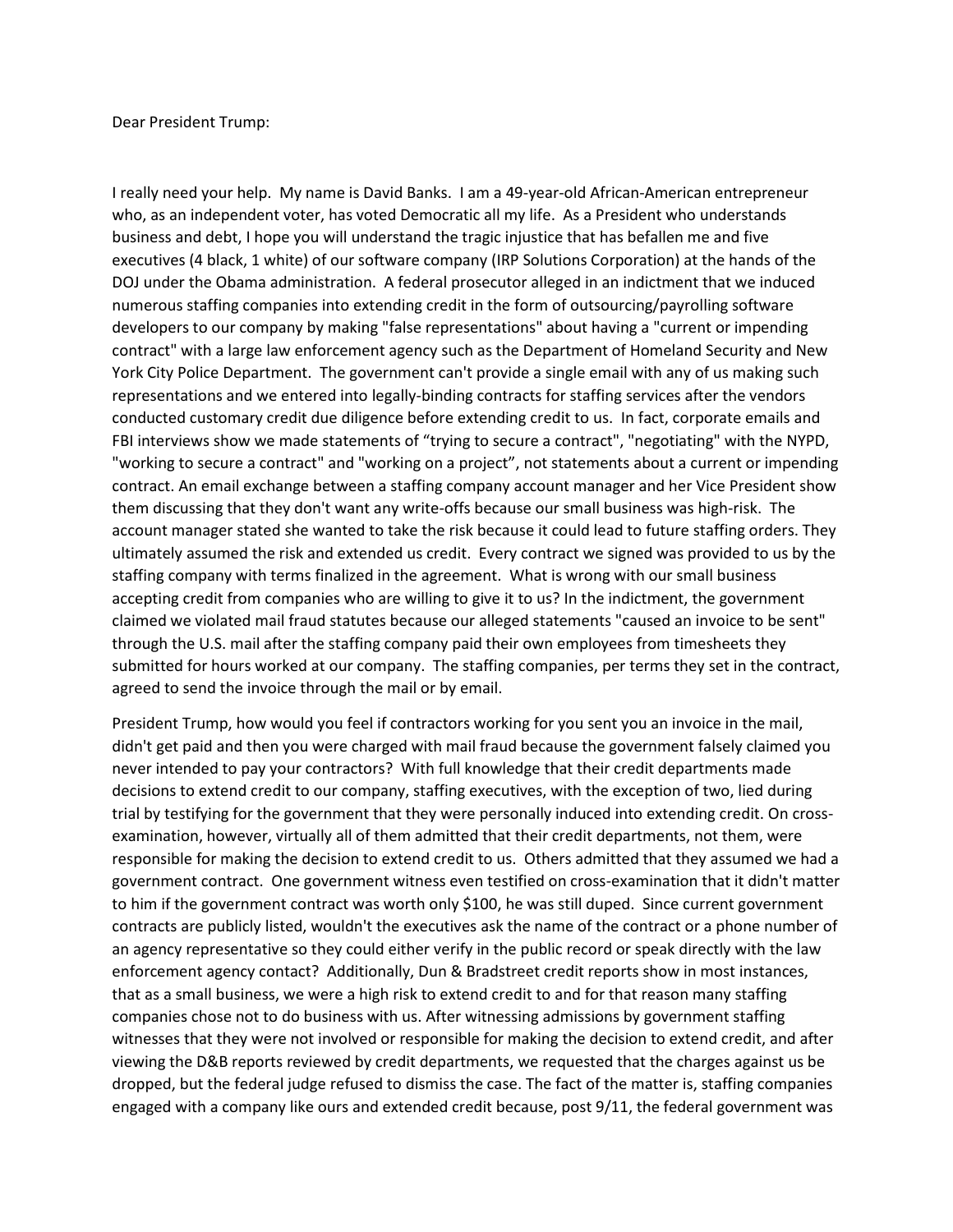Dear President Trump:

I really need your help. My name is David Banks. I am a 49-year-old African-American entrepreneur who, as an independent voter, has voted Democratic all my life. As a President who understands business and debt, I hope you will understand the tragic injustice that has befallen me and five executives (4 black, 1 white) of our software company (IRP Solutions Corporation) at the hands of the DOJ under the Obama administration. A federal prosecutor alleged in an indictment that we induced numerous staffing companies into extending credit in the form of outsourcing/payrolling software developers to our company by making "false representations" about having a "current or impending contract" with a large law enforcement agency such as the Department of Homeland Security and New York City Police Department. The government can't provide a single email with any of us making such representations and we entered into legally-binding contracts for staffing services after the vendors conducted customary credit due diligence before extending credit to us. In fact, corporate emails and FBI interviews show we made statements of "trying to secure a contract", "negotiating" with the NYPD, "working to secure a contract" and "working on a project", not statements about a current or impending contract. An email exchange between a staffing company account manager and her Vice President show them discussing that they don't want any write-offs because our small business was high-risk. The account manager stated she wanted to take the risk because it could lead to future staffing orders. They ultimately assumed the risk and extended us credit. Every contract we signed was provided to us by the staffing company with terms finalized in the agreement. What is wrong with our small business accepting credit from companies who are willing to give it to us? In the indictment, the government claimed we violated mail fraud statutes because our alleged statements "caused an invoice to be sent" through the U.S. mail after the staffing company paid their own employees from timesheets they submitted for hours worked at our company. The staffing companies, per terms they set in the contract, agreed to send the invoice through the mail or by email.

President Trump, how would you feel if contractors working for you sent you an invoice in the mail, didn't get paid and then you were charged with mail fraud because the government falsely claimed you never intended to pay your contractors? With full knowledge that their credit departments made decisions to extend credit to our company, staffing executives, with the exception of two, lied during trial by testifying for the government that they were personally induced into extending credit. On cross-examination, however, virtually all of them admitted that their credit departments, not them, were responsible for making the decision to extend credit to us. Others admitted that they assumed we had a government contract. One government witness even testified on cross-examination that it didn't matter to him if the government contract was worth only $100, he was still duped. Since current government contracts are publicly listed, wouldn't the executives ask the name of the contract or a phone number of an agency representative so they could either verify in the public record or speak directly with the law enforcement agency contact? Additionally, Dun & Bradstreet credit reports show in most instances, that as a small business, we were a high risk to extend credit to and for that reason many staffing companies chose not to do business with us. After witnessing admissions by government staffing witnesses that they were not involved or responsible for making the decision to extend credit, and after viewing the D&B reports reviewed by credit departments, we requested that the charges against us be dropped, but the federal judge refused to dismiss the case. The fact of the matter is, staffing companies engaged with a company like ours and extended credit because, post 9/11, the federal government was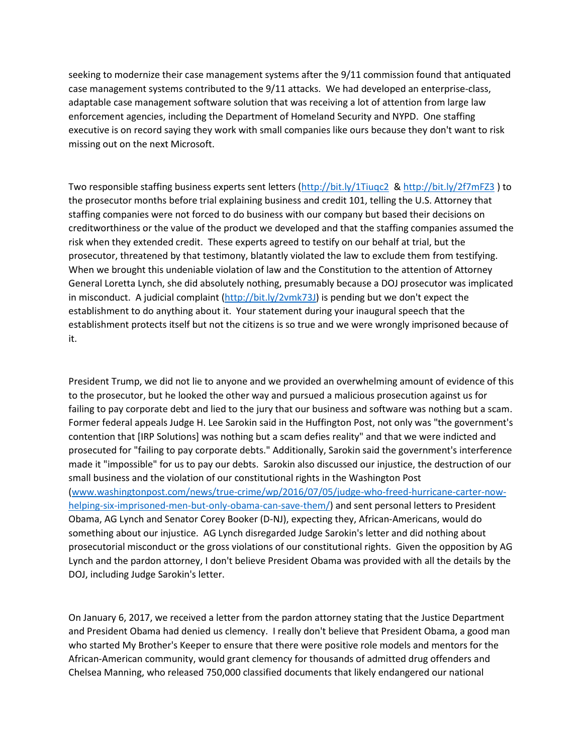seeking to modernize their case management systems after the 9/11 commission found that antiquated case management systems contributed to the 9/11 attacks. We had developed an enterprise-class, adaptable case management software solution that was receiving a lot of attention from large law enforcement agencies, including the Department of Homeland Security and NYPD. One staffing executive is on record saying they work with small companies like ours because they don't want to risk missing out on the next Microsoft.

Two responsible staffing business experts sent letters (http://bit.ly/1Tiuqc2 & http://bit.ly/2f7mFZ3 ) to the prosecutor months before trial explaining business and credit 101, telling the U.S. Attorney that staffing companies were not forced to do business with our company but based their decisions on creditworthiness or the value of the product we developed and that the staffing companies assumed the risk when they extended credit. These experts agreed to testify on our behalf at trial, but the prosecutor, threatened by that testimony, blatantly violated the law to exclude them from testifying. When we brought this undeniable violation of law and the Constitution to the attention of Attorney General Loretta Lynch, she did absolutely nothing, presumably because a DOJ prosecutor was implicated in misconduct. A judicial complaint (http://bit.ly/2vmk73J) is pending but we don't expect the establishment to do anything about it. Your statement during your inaugural speech that the establishment protects itself but not the citizens is so true and we were wrongly imprisoned because of it.

President Trump, we did not lie to anyone and we provided an overwhelming amount of evidence of this to the prosecutor, but he looked the other way and pursued a malicious prosecution against us for failing to pay corporate debt and lied to the jury that our business and software was nothing but a scam. Former federal appeals Judge H. Lee Sarokin said in the Huffington Post, not only was "the government's contention that [IRP Solutions] was nothing but a scam defies reality" and that we were indicted and prosecuted for "failing to pay corporate debts." Additionally, Sarokin said the government's interference made it "impossible" for us to pay our debts. Sarokin also discussed our injustice, the destruction of our small business and the violation of our constitutional rights in the Washington Post (www.washingtonpost.com/news/true-crime/wp/2016/07/05/judge-who-freed-hurricane-carter-now-helping-six-imprisoned-men-but-only-obama-can-save-them/) and sent personal letters to President Obama, AG Lynch and Senator Corey Booker (D-NJ), expecting they, African-Americans, would do something about our injustice. AG Lynch disregarded Judge Sarokin's letter and did nothing about prosecutorial misconduct or the gross violations of our constitutional rights. Given the opposition by AG Lynch and the pardon attorney, I don't believe President Obama was provided with all the details by the DOJ, including Judge Sarokin's letter.

On January 6, 2017, we received a letter from the pardon attorney stating that the Justice Department and President Obama had denied us clemency. I really don't believe that President Obama, a good man who started My Brother's Keeper to ensure that there were positive role models and mentors for the African-American community, would grant clemency for thousands of admitted drug offenders and Chelsea Manning, who released 750,000 classified documents that likely endangered our national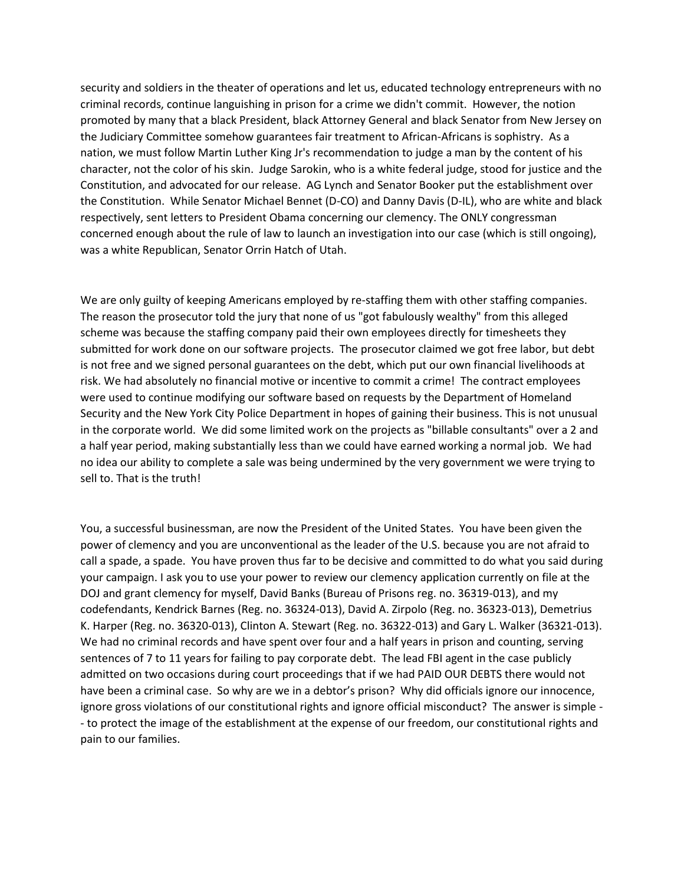security and soldiers in the theater of operations and let us, educated technology entrepreneurs with no criminal records, continue languishing in prison for a crime we didn't commit. However, the notion promoted by many that a black President, black Attorney General and black Senator from New Jersey on the Judiciary Committee somehow guarantees fair treatment to African-Africans is sophistry. As a nation, we must follow Martin Luther King Jr's recommendation to judge a man by the content of his character, not the color of his skin. Judge Sarokin, who is a white federal judge, stood for justice and the Constitution, and advocated for our release. AG Lynch and Senator Booker put the establishment over the Constitution. While Senator Michael Bennet (D-CO) and Danny Davis (D-IL), who are white and black respectively, sent letters to President Obama concerning our clemency. The ONLY congressman concerned enough about the rule of law to launch an investigation into our case (which is still ongoing), was a white Republican, Senator Orrin Hatch of Utah.

We are only guilty of keeping Americans employed by re-staffing them with other staffing companies. The reason the prosecutor told the jury that none of us "got fabulously wealthy" from this alleged scheme was because the staffing company paid their own employees directly for timesheets they submitted for work done on our software projects. The prosecutor claimed we got free labor, but debt is not free and we signed personal guarantees on the debt, which put our own financial livelihoods at risk. We had absolutely no financial motive or incentive to commit a crime! The contract employees were used to continue modifying our software based on requests by the Department of Homeland Security and the New York City Police Department in hopes of gaining their business. This is not unusual in the corporate world. We did some limited work on the projects as "billable consultants" over a 2 and a half year period, making substantially less than we could have earned working a normal job. We had no idea our ability to complete a sale was being undermined by the very government we were trying to sell to. That is the truth!

You, a successful businessman, are now the President of the United States. You have been given the power of clemency and you are unconventional as the leader of the U.S. because you are not afraid to call a spade, a spade. You have proven thus far to be decisive and committed to do what you said during your campaign. I ask you to use your power to review our clemency application currently on file at the DOJ and grant clemency for myself, David Banks (Bureau of Prisons reg. no. 36319-013), and my codefendants, Kendrick Barnes (Reg. no. 36324-013), David A. Zirpolo (Reg. no. 36323-013), Demetrius K. Harper (Reg. no. 36320-013), Clinton A. Stewart (Reg. no. 36322-013) and Gary L. Walker (36321-013). We had no criminal records and have spent over four and a half years in prison and counting, serving sentences of 7 to 11 years for failing to pay corporate debt. The lead FBI agent in the case publicly admitted on two occasions during court proceedings that if we had PAID OUR DEBTS there would not have been a criminal case. So why are we in a debtor's prison? Why did officials ignore our innocence, ignore gross violations of our constitutional rights and ignore official misconduct? The answer is simple -- to protect the image of the establishment at the expense of our freedom, our constitutional rights and pain to our families.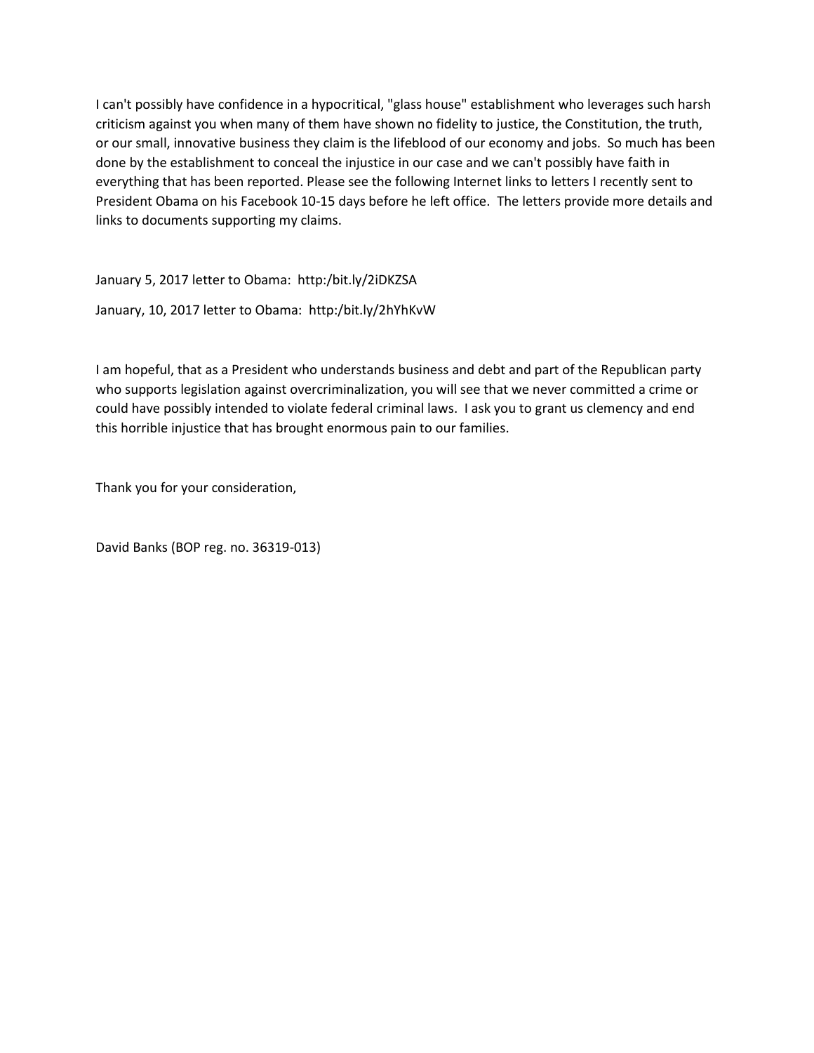I can't possibly have confidence in a hypocritical, "glass house" establishment who leverages such harsh criticism against you when many of them have shown no fidelity to justice, the Constitution, the truth, or our small, innovative business they claim is the lifeblood of our economy and jobs. So much has been done by the establishment to conceal the injustice in our case and we can't possibly have faith in everything that has been reported. Please see the following Internet links to letters I recently sent to President Obama on his Facebook 10-15 days before he left office. The letters provide more details and links to documents supporting my claims.

January 5, 2017 letter to Obama: http:/bit.ly/2iDKZSA

January, 10, 2017 letter to Obama: http:/bit.ly/2hYhKvW

I am hopeful, that as a President who understands business and debt and part of the Republican party who supports legislation against overcriminalization, you will see that we never committed a crime or could have possibly intended to violate federal criminal laws. I ask you to grant us clemency and end this horrible injustice that has brought enormous pain to our families.

Thank you for your consideration,

David Banks (BOP reg. no. 36319-013)